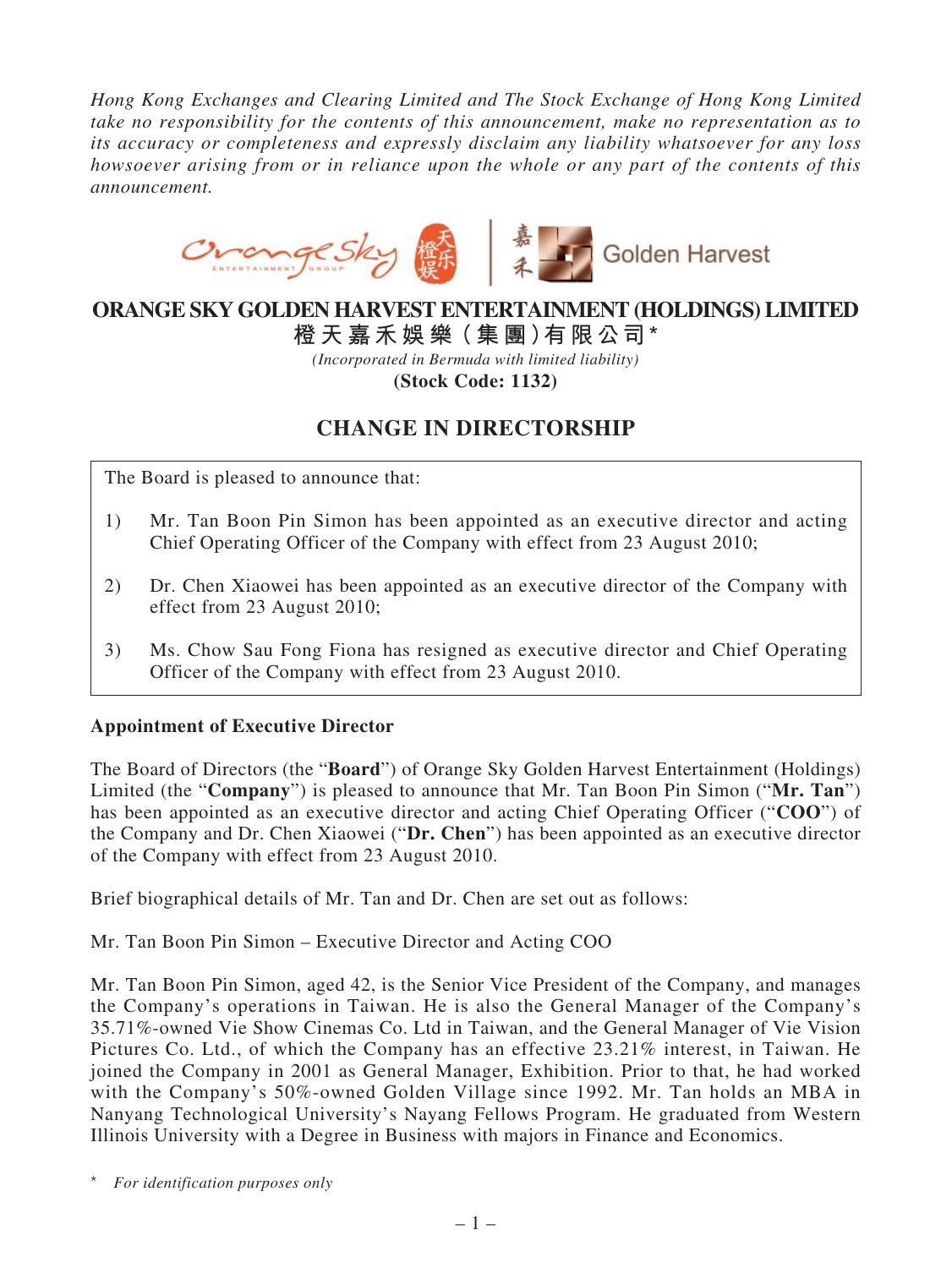*Hong Kong Exchanges and Clearing Limited and The Stock Exchange of Hong Kong Limited take no responsibility for the contents of this announcement, make no representation as to its accuracy or completeness and expressly disclaim any liability whatsoever for any loss howsoever arising from or in reliance upon the whole or any part of the contents of this announcement.*

# ORANGE SKY GOLDEN HARVEST ENTERTAINMENT (HOLDINGS) LIMITED

**橙天嘉禾娛樂（集團）有限公司***

*(Incorporated in Bermuda with limited liability)*

**(Stock Code: 1132)**

## CHANGE IN DIRECTORSHIP

The Board is pleased to announce that:

1) Mr. Tan Boon Pin Simon has been appointed as an executive director and acting Chief Operating Officer of the Company with effect from 23 August 2010;

2) Dr. Chen Xiaowei has been appointed as an executive director of the Company with effect from 23 August 2010;

3) Ms. Chow Sau Fong Fiona has resigned as executive director and Chief Operating Officer of the Company with effect from 23 August 2010.

**Appointment of Executive Director**

The Board of Directors (the "**Board**") of Orange Sky Golden Harvest Entertainment (Holdings) Limited (the "**Company**") is pleased to announce that Mr. Tan Boon Pin Simon ("**Mr. Tan**") has been appointed as an executive director and acting Chief Operating Officer ("**COO**") of the Company and Dr. Chen Xiaowei ("**Dr. Chen**") has been appointed as an executive director of the Company with effect from 23 August 2010.

Brief biographical details of Mr. Tan and Dr. Chen are set out as follows:

Mr. Tan Boon Pin Simon – Executive Director and Acting COO

Mr. Tan Boon Pin Simon, aged 42, is the Senior Vice President of the Company, and manages the Company's operations in Taiwan. He is also the General Manager of the Company's 35.71%-owned Vie Show Cinemas Co. Ltd in Taiwan, and the General Manager of Vie Vision Pictures Co. Ltd., of which the Company has an effective 23.21% interest, in Taiwan. He joined the Company in 2001 as General Manager, Exhibition. Prior to that, he had worked with the Company's 50%-owned Golden Village since 1992. Mr. Tan holds an MBA in Nanyang Technological University's Nayang Fellows Program. He graduated from Western Illinois University with a Degree in Business with majors in Finance and Economics.

\* *For identification purposes only*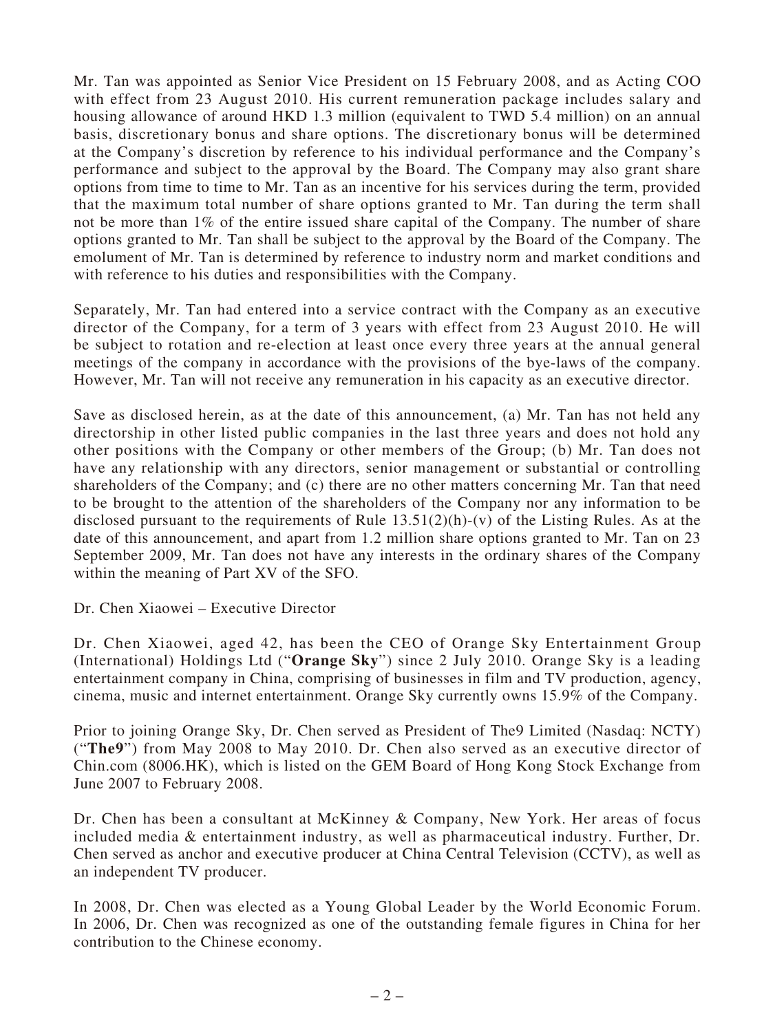Mr. Tan was appointed as Senior Vice President on 15 February 2008, and as Acting COO with effect from 23 August 2010. His current remuneration package includes salary and housing allowance of around HKD 1.3 million (equivalent to TWD 5.4 million) on an annual basis, discretionary bonus and share options. The discretionary bonus will be determined at the Company's discretion by reference to his individual performance and the Company's performance and subject to the approval by the Board. The Company may also grant share options from time to time to Mr. Tan as an incentive for his services during the term, provided that the maximum total number of share options granted to Mr. Tan during the term shall not be more than 1% of the entire issued share capital of the Company. The number of share options granted to Mr. Tan shall be subject to the approval by the Board of the Company. The emolument of Mr. Tan is determined by reference to industry norm and market conditions and with reference to his duties and responsibilities with the Company.

Separately, Mr. Tan had entered into a service contract with the Company as an executive director of the Company, for a term of 3 years with effect from 23 August 2010. He will be subject to rotation and re-election at least once every three years at the annual general meetings of the company in accordance with the provisions of the bye-laws of the company. However, Mr. Tan will not receive any remuneration in his capacity as an executive director.

Save as disclosed herein, as at the date of this announcement, (a) Mr. Tan has not held any directorship in other listed public companies in the last three years and does not hold any other positions with the Company or other members of the Group; (b) Mr. Tan does not have any relationship with any directors, senior management or substantial or controlling shareholders of the Company; and (c) there are no other matters concerning Mr. Tan that need to be brought to the attention of the shareholders of the Company nor any information to be disclosed pursuant to the requirements of Rule 13.51(2)(h)-(v) of the Listing Rules. As at the date of this announcement, and apart from 1.2 million share options granted to Mr. Tan on 23 September 2009, Mr. Tan does not have any interests in the ordinary shares of the Company within the meaning of Part XV of the SFO.

Dr. Chen Xiaowei – Executive Director

Dr. Chen Xiaowei, aged 42, has been the CEO of Orange Sky Entertainment Group (International) Holdings Ltd ("**Orange Sky**") since 2 July 2010. Orange Sky is a leading entertainment company in China, comprising of businesses in film and TV production, agency, cinema, music and internet entertainment. Orange Sky currently owns 15.9% of the Company.

Prior to joining Orange Sky, Dr. Chen served as President of The9 Limited (Nasdaq: NCTY) ("**The9**") from May 2008 to May 2010. Dr. Chen also served as an executive director of Chin.com (8006.HK), which is listed on the GEM Board of Hong Kong Stock Exchange from June 2007 to February 2008.

Dr. Chen has been a consultant at McKinney & Company, New York. Her areas of focus included media & entertainment industry, as well as pharmaceutical industry. Further, Dr. Chen served as anchor and executive producer at China Central Television (CCTV), as well as an independent TV producer.

In 2008, Dr. Chen was elected as a Young Global Leader by the World Economic Forum. In 2006, Dr. Chen was recognized as one of the outstanding female figures in China for her contribution to the Chinese economy.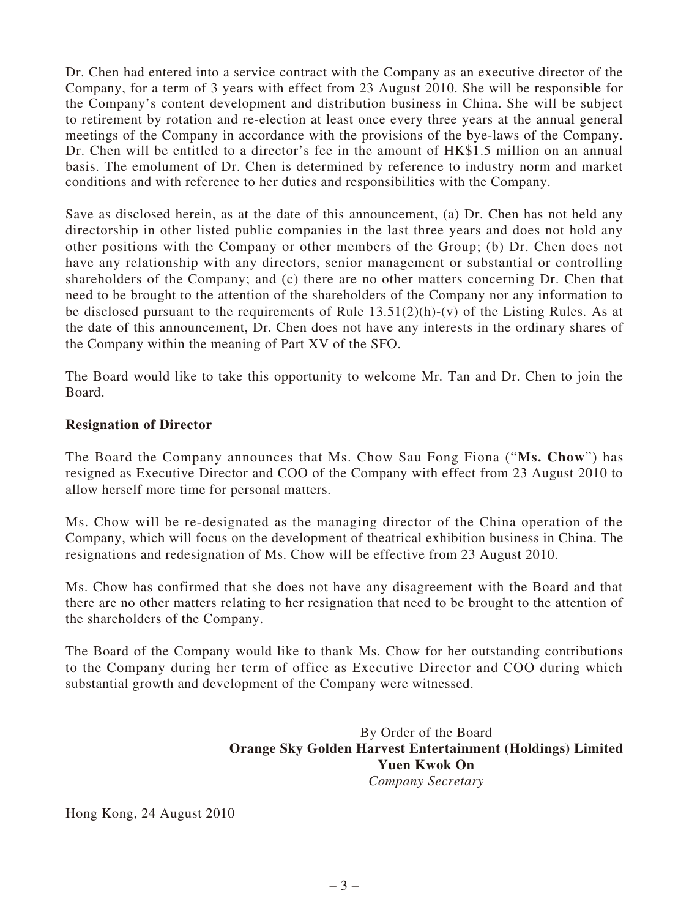Dr. Chen had entered into a service contract with the Company as an executive director of the Company, for a term of 3 years with effect from 23 August 2010. She will be responsible for the Company's content development and distribution business in China. She will be subject to retirement by rotation and re-election at least once every three years at the annual general meetings of the Company in accordance with the provisions of the bye-laws of the Company. Dr. Chen will be entitled to a director's fee in the amount of HK$1.5 million on an annual basis. The emolument of Dr. Chen is determined by reference to industry norm and market conditions and with reference to her duties and responsibilities with the Company.

Save as disclosed herein, as at the date of this announcement, (a) Dr. Chen has not held any directorship in other listed public companies in the last three years and does not hold any other positions with the Company or other members of the Group; (b) Dr. Chen does not have any relationship with any directors, senior management or substantial or controlling shareholders of the Company; and (c) there are no other matters concerning Dr. Chen that need to be brought to the attention of the shareholders of the Company nor any information to be disclosed pursuant to the requirements of Rule 13.51(2)(h)-(v) of the Listing Rules. As at the date of this announcement, Dr. Chen does not have any interests in the ordinary shares of the Company within the meaning of Part XV of the SFO.

The Board would like to take this opportunity to welcome Mr. Tan and Dr. Chen to join the Board.

**Resignation of Director**

The Board the Company announces that Ms. Chow Sau Fong Fiona ("**Ms. Chow**") has resigned as Executive Director and COO of the Company with effect from 23 August 2010 to allow herself more time for personal matters.

Ms. Chow will be re-designated as the managing director of the China operation of the Company, which will focus on the development of theatrical exhibition business in China. The resignations and redesignation of Ms. Chow will be effective from 23 August 2010.

Ms. Chow has confirmed that she does not have any disagreement with the Board and that there are no other matters relating to her resignation that need to be brought to the attention of the shareholders of the Company.

The Board of the Company would like to thank Ms. Chow for her outstanding contributions to the Company during her term of office as Executive Director and COO during which substantial growth and development of the Company were witnessed.

By Order of the Board
**Orange Sky Golden Harvest Entertainment (Holdings) Limited**
**Yuen Kwok On**
*Company Secretary*

Hong Kong, 24 August 2010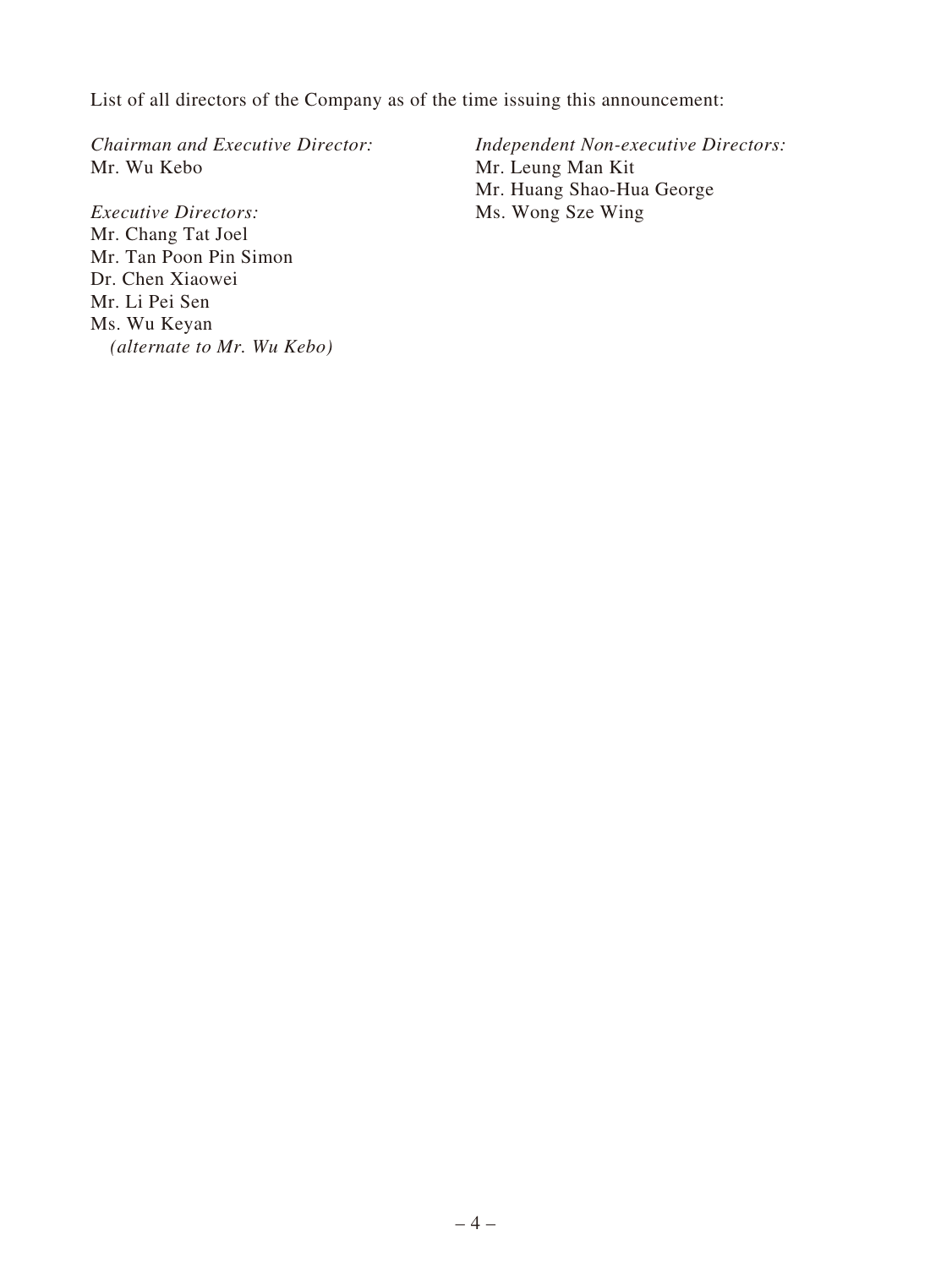List of all directors of the Company as of the time issuing this announcement:

*Chairman and Executive Director:*
Mr. Wu Kebo

*Executive Directors:*
Mr. Chang Tat Joel
Mr. Tan Poon Pin Simon
Dr. Chen Xiaowei
Mr. Li Pei Sen
Ms. Wu Keyan
*(alternate to Mr. Wu Kebo)*

*Independent Non-executive Directors:*
Mr. Leung Man Kit
Mr. Huang Shao-Hua George
Ms. Wong Sze Wing